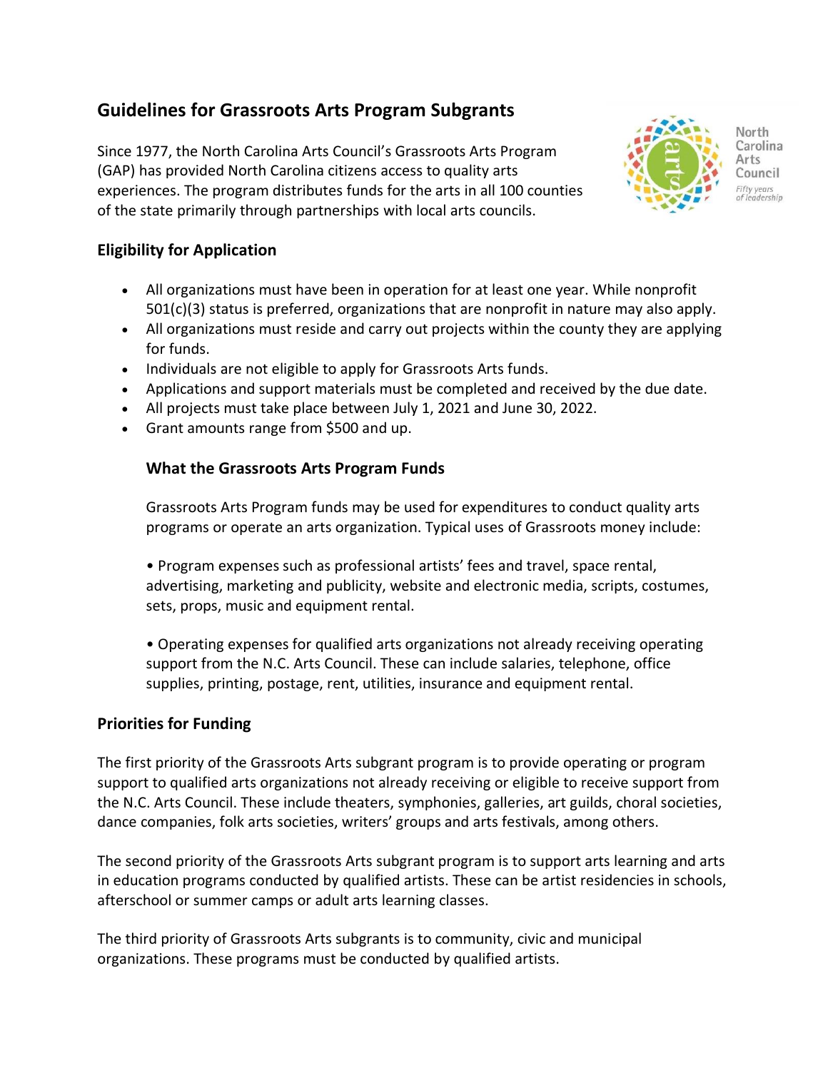# Guidelines for Grassroots Arts Program Subgrants

Since 1977, the North Carolina Arts Council's Grassroots Arts Program (GAP) has provided North Carolina citizens access to quality arts experiences. The program distributes funds for the arts in all 100 counties of the state primarily through partnerships with local arts councils.

North Carolina Arts Council
*Fifty years of leadership*

## Eligibility for Application

- All organizations must have been in operation for at least one year. While nonprofit 501(c)(3) status is preferred, organizations that are nonprofit in nature may also apply.
- All organizations must reside and carry out projects within the county they are applying for funds.
- Individuals are not eligible to apply for Grassroots Arts funds.
- Applications and support materials must be completed and received by the due date.
- All projects must take place between July 1, 2021 and June 30, 2022.
- Grant amounts range from $500 and up.

### What the Grassroots Arts Program Funds

Grassroots Arts Program funds may be used for expenditures to conduct quality arts programs or operate an arts organization. Typical uses of Grassroots money include:

• Program expenses such as professional artists' fees and travel, space rental, advertising, marketing and publicity, website and electronic media, scripts, costumes, sets, props, music and equipment rental.

• Operating expenses for qualified arts organizations not already receiving operating support from the N.C. Arts Council. These can include salaries, telephone, office supplies, printing, postage, rent, utilities, insurance and equipment rental.

## Priorities for Funding

The first priority of the Grassroots Arts subgrant program is to provide operating or program support to qualified arts organizations not already receiving or eligible to receive support from the N.C. Arts Council. These include theaters, symphonies, galleries, art guilds, choral societies, dance companies, folk arts societies, writers' groups and arts festivals, among others.

The second priority of the Grassroots Arts subgrant program is to support arts learning and arts in education programs conducted by qualified artists. These can be artist residencies in schools, afterschool or summer camps or adult arts learning classes.

The third priority of Grassroots Arts subgrants is to community, civic and municipal organizations. These programs must be conducted by qualified artists.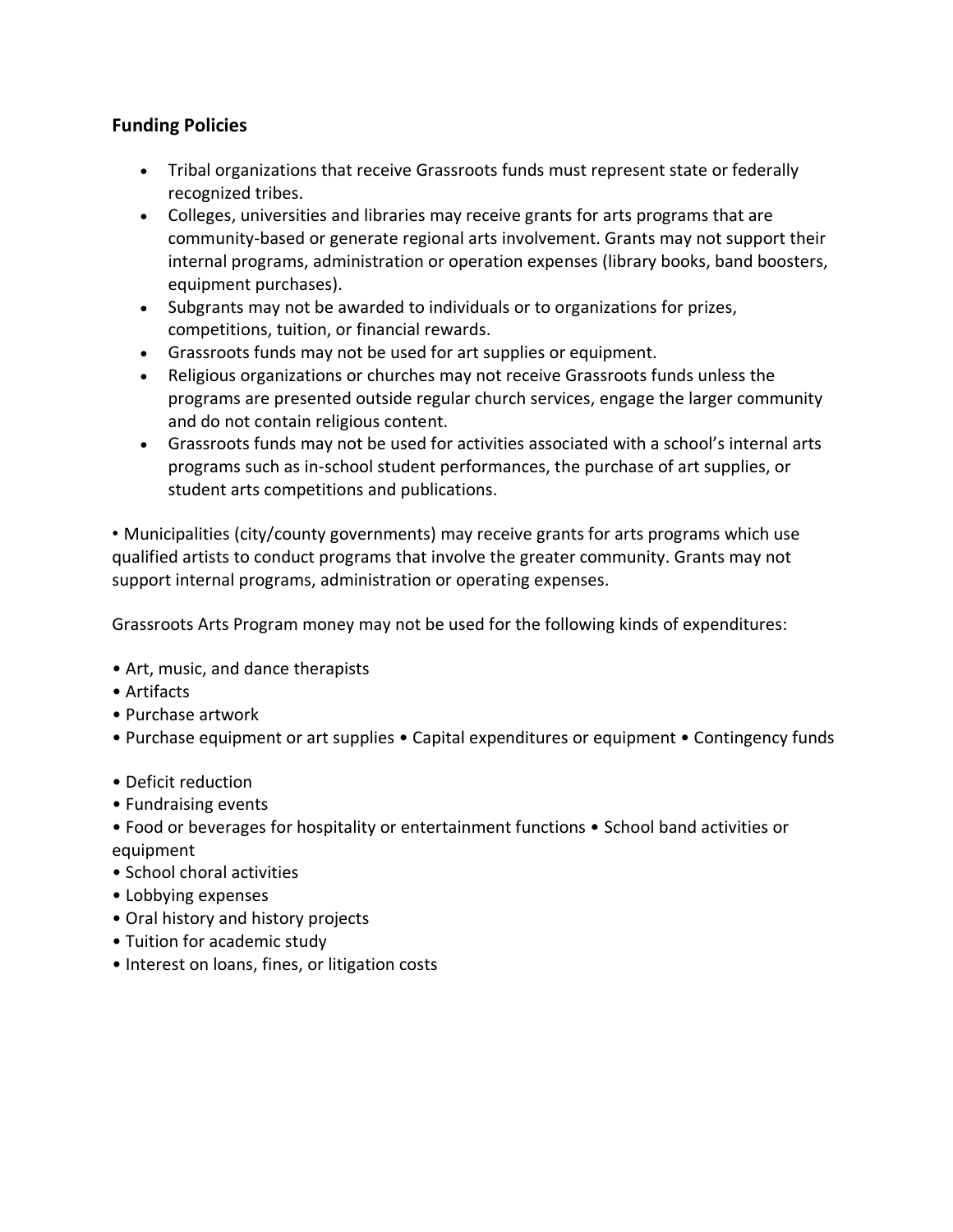### Funding Policies

- Tribal organizations that receive Grassroots funds must represent state or federally recognized tribes.
- Colleges, universities and libraries may receive grants for arts programs that are community-based or generate regional arts involvement. Grants may not support their internal programs, administration or operation expenses (library books, band boosters, equipment purchases).
- Subgrants may not be awarded to individuals or to organizations for prizes, competitions, tuition, or financial rewards.
- Grassroots funds may not be used for art supplies or equipment.
- Religious organizations or churches may not receive Grassroots funds unless the programs are presented outside regular church services, engage the larger community and do not contain religious content.
- Grassroots funds may not be used for activities associated with a school's internal arts programs such as in-school student performances, the purchase of art supplies, or student arts competitions and publications.

• Municipalities (city/county governments) may receive grants for arts programs which use qualified artists to conduct programs that involve the greater community. Grants may not support internal programs, administration or operating expenses.

Grassroots Arts Program money may not be used for the following kinds of expenditures:

- Art, music, and dance therapists
- Artifacts
- Purchase artwork
- Purchase equipment or art supplies
- Capital expenditures or equipment
- Contingency funds
- Deficit reduction
- Fundraising events
- Food or beverages for hospitality or entertainment functions
- School band activities or equipment
- School choral activities
- Lobbying expenses
- Oral history and history projects
- Tuition for academic study
- Interest on loans, fines, or litigation costs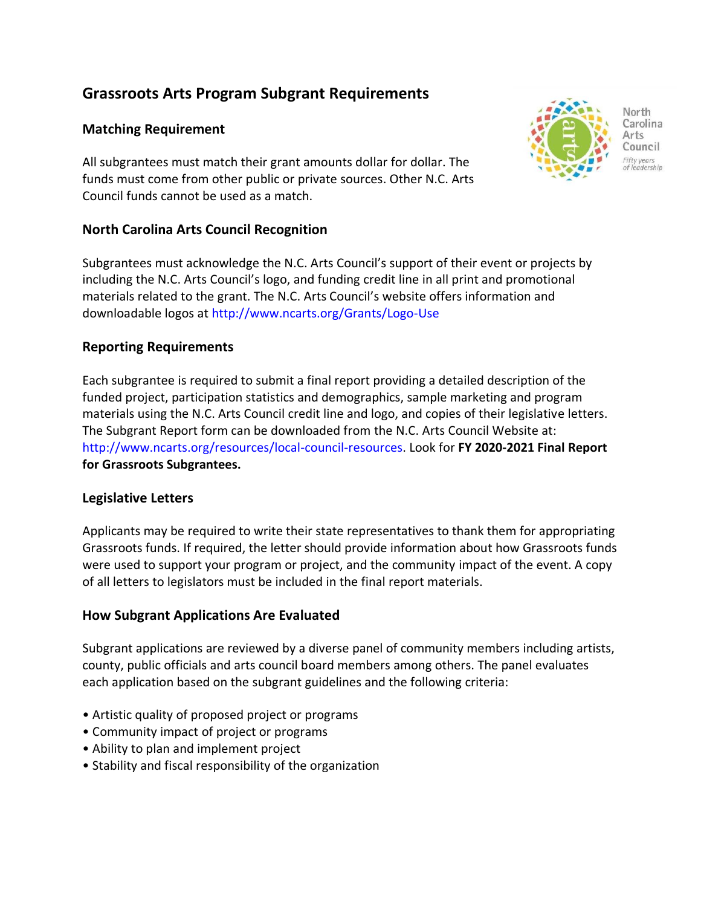# Grassroots Arts Program Subgrant Requirements

## Matching Requirement

All subgrantees must match their grant amounts dollar for dollar. The funds must come from other public or private sources. Other N.C. Arts Council funds cannot be used as a match.

## North Carolina Arts Council Recognition

Subgrantees must acknowledge the N.C. Arts Council's support of their event or projects by including the N.C. Arts Council's logo, and funding credit line in all print and promotional materials related to the grant. The N.C. Arts Council's website offers information and downloadable logos at http://www.ncarts.org/Grants/Logo-Use

## Reporting Requirements

Each subgrantee is required to submit a final report providing a detailed description of the funded project, participation statistics and demographics, sample marketing and program materials using the N.C. Arts Council credit line and logo, and copies of their legislative letters. The Subgrant Report form can be downloaded from the N.C. Arts Council Website at: http://www.ncarts.org/resources/local-council-resources. Look for **FY 2020-2021 Final Report for Grassroots Subgrantees.**

## Legislative Letters

Applicants may be required to write their state representatives to thank them for appropriating Grassroots funds. If required, the letter should provide information about how Grassroots funds were used to support your program or project, and the community impact of the event. A copy of all letters to legislators must be included in the final report materials.

## How Subgrant Applications Are Evaluated

Subgrant applications are reviewed by a diverse panel of community members including artists, county, public officials and arts council board members among others. The panel evaluates each application based on the subgrant guidelines and the following criteria:

- Artistic quality of proposed project or programs
- Community impact of project or programs
- Ability to plan and implement project
- Stability and fiscal responsibility of the organization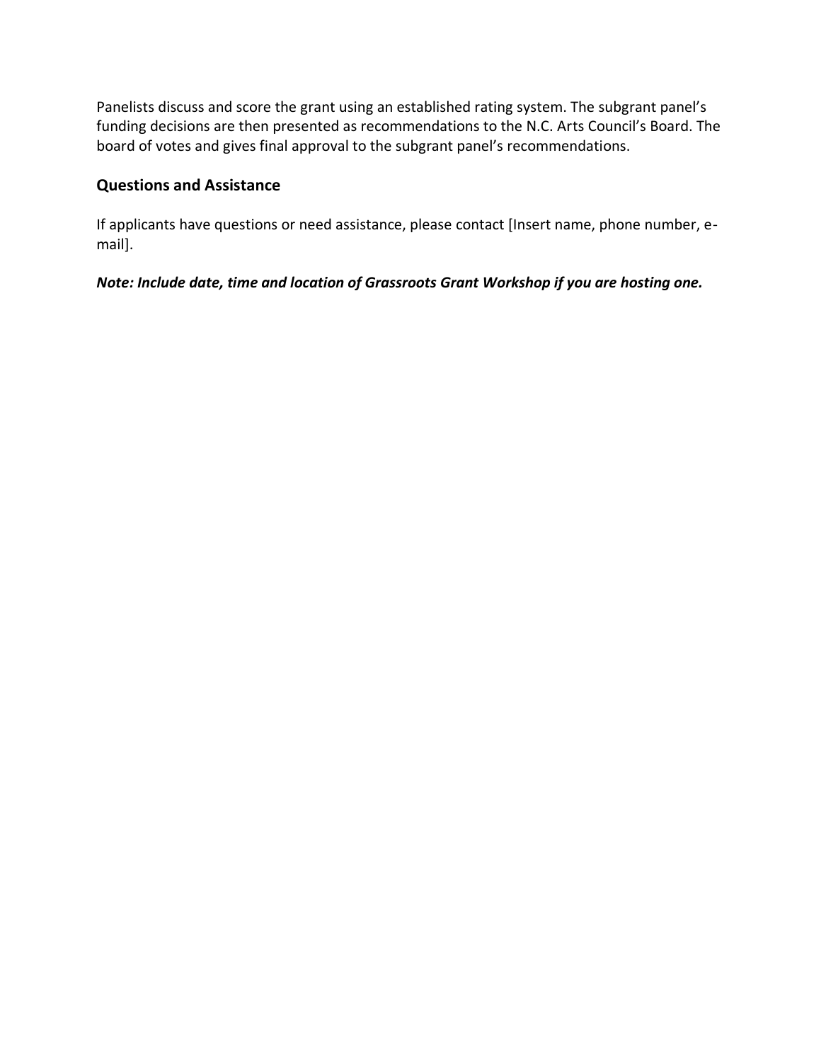Panelists discuss and score the grant using an established rating system. The subgrant panel's funding decisions are then presented as recommendations to the N.C. Arts Council's Board. The board of votes and gives final approval to the subgrant panel's recommendations.

## Questions and Assistance

If applicants have questions or need assistance, please contact [Insert name, phone number, e-mail].

***Note: Include date, time and location of Grassroots Grant Workshop if you are hosting one.***